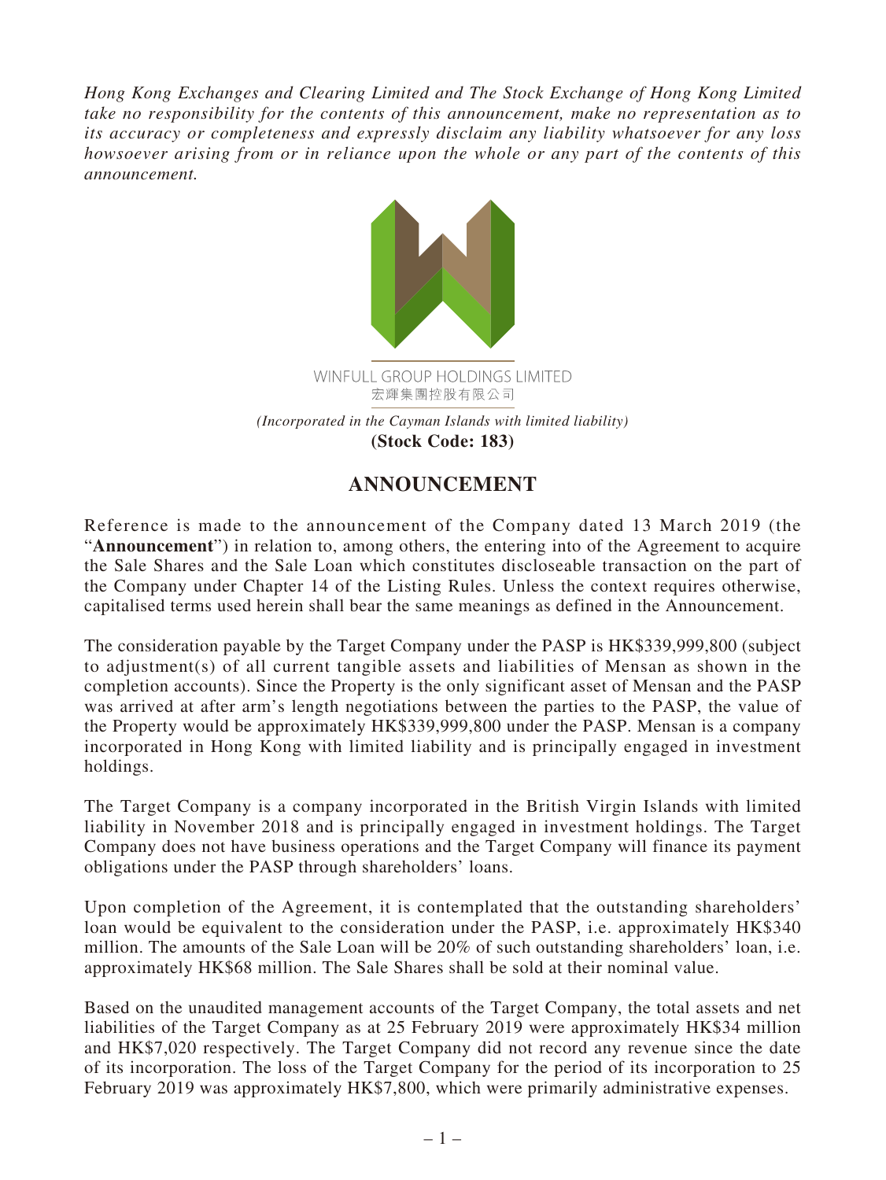*Hong Kong Exchanges and Clearing Limited and The Stock Exchange of Hong Kong Limited take no responsibility for the contents of this announcement, make no representation as to its accuracy or completeness and expressly disclaim any liability whatsoever for any loss howsoever arising from or in reliance upon the whole or any part of the contents of this announcement.*

WINFULL GROUP HOLDINGS LIMITED
宏輝集團控股有限公司

*(Incorporated in the Cayman Islands with limited liability)*
**(Stock Code: 183)**

# ANNOUNCEMENT

Reference is made to the announcement of the Company dated 13 March 2019 (the "**Announcement**") in relation to, among others, the entering into of the Agreement to acquire the Sale Shares and the Sale Loan which constitutes discloseable transaction on the part of the Company under Chapter 14 of the Listing Rules. Unless the context requires otherwise, capitalised terms used herein shall bear the same meanings as defined in the Announcement.

The consideration payable by the Target Company under the PASP is HK$339,999,800 (subject to adjustment(s) of all current tangible assets and liabilities of Mensan as shown in the completion accounts). Since the Property is the only significant asset of Mensan and the PASP was arrived at after arm's length negotiations between the parties to the PASP, the value of the Property would be approximately HK$339,999,800 under the PASP. Mensan is a company incorporated in Hong Kong with limited liability and is principally engaged in investment holdings.

The Target Company is a company incorporated in the British Virgin Islands with limited liability in November 2018 and is principally engaged in investment holdings. The Target Company does not have business operations and the Target Company will finance its payment obligations under the PASP through shareholders' loans.

Upon completion of the Agreement, it is contemplated that the outstanding shareholders' loan would be equivalent to the consideration under the PASP, i.e. approximately HK$340 million. The amounts of the Sale Loan will be 20% of such outstanding shareholders' loan, i.e. approximately HK$68 million. The Sale Shares shall be sold at their nominal value.

Based on the unaudited management accounts of the Target Company, the total assets and net liabilities of the Target Company as at 25 February 2019 were approximately HK$34 million and HK$7,020 respectively. The Target Company did not record any revenue since the date of its incorporation. The loss of the Target Company for the period of its incorporation to 25 February 2019 was approximately HK$7,800, which were primarily administrative expenses.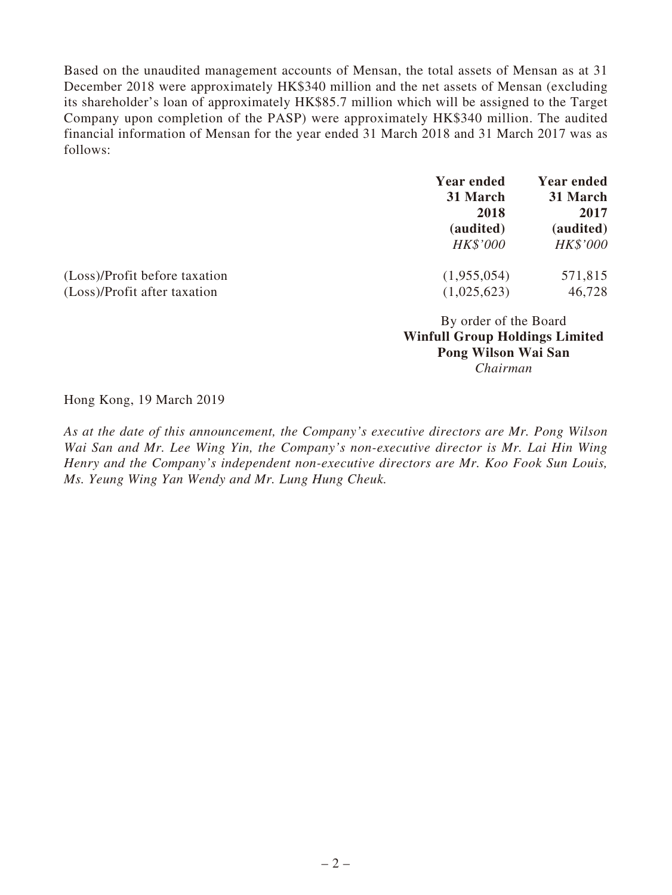Based on the unaudited management accounts of Mensan, the total assets of Mensan as at 31 December 2018 were approximately HK$340 million and the net assets of Mensan (excluding its shareholder's loan of approximately HK$85.7 million which will be assigned to the Target Company upon completion of the PASP) were approximately HK$340 million. The audited financial information of Mensan for the year ended 31 March 2018 and 31 March 2017 was as follows:

| | **Year ended 31 March 2018 (audited)** *HK$'000* | **Year ended 31 March 2017 (audited)** *HK$'000* |
|---|---|---|
| (Loss)/Profit before taxation | (1,955,054) | 571,815 |
| (Loss)/Profit after taxation | (1,025,623) | 46,728 |

By order of the Board
**Winfull Group Holdings Limited**
**Pong Wilson Wai San**
*Chairman*

Hong Kong, 19 March 2019

*As at the date of this announcement, the Company's executive directors are Mr. Pong Wilson Wai San and Mr. Lee Wing Yin, the Company's non-executive director is Mr. Lai Hin Wing Henry and the Company's independent non-executive directors are Mr. Koo Fook Sun Louis, Ms. Yeung Wing Yan Wendy and Mr. Lung Hung Cheuk.*